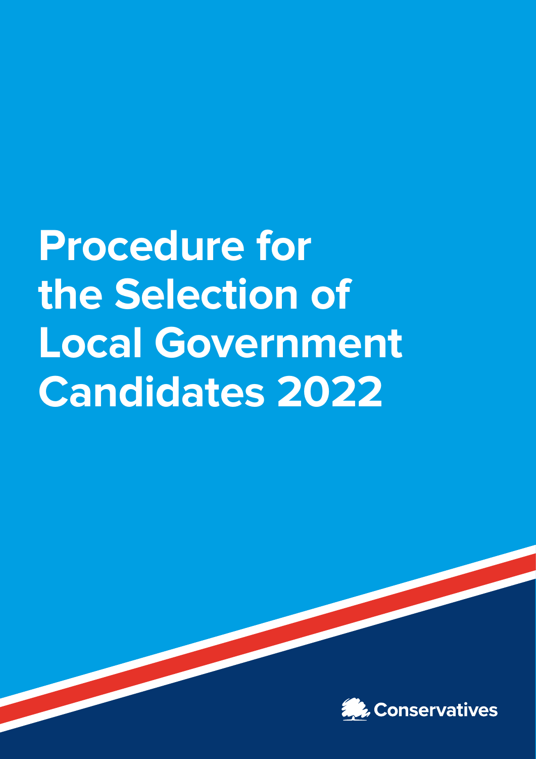# Procedure for the Selection of Local Government Candidates 2022

Conservatives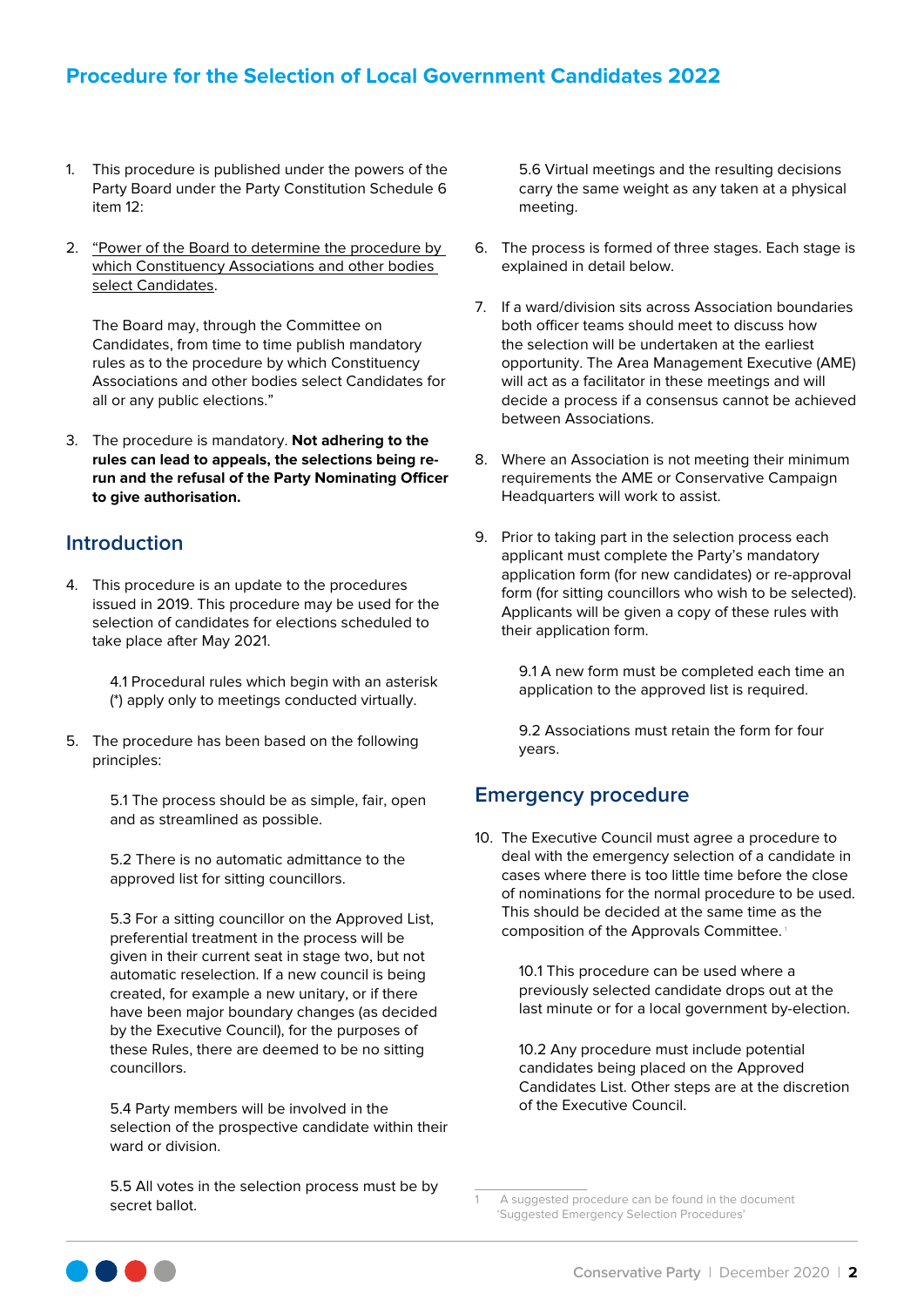# Procedure for the Selection of Local Government Candidates 2022

1. This procedure is published under the powers of the Party Board under the Party Constitution Schedule 6 item 12:

2. "Power of the Board to determine the procedure by which Constituency Associations and other bodies select Candidates.

   The Board may, through the Committee on Candidates, from time to time publish mandatory rules as to the procedure by which Constituency Associations and other bodies select Candidates for all or any public elections."

3. The procedure is mandatory. **Not adhering to the rules can lead to appeals, the selections being re-run and the refusal of the Party Nominating Officer to give authorisation.**

## Introduction

4. This procedure is an update to the procedures issued in 2019. This procedure may be used for the selection of candidates for elections scheduled to take place after May 2021.

   4.1 Procedural rules which begin with an asterisk (*) apply only to meetings conducted virtually.

5. The procedure has been based on the following principles:

   5.1 The process should be as simple, fair, open and as streamlined as possible.

   5.2 There is no automatic admittance to the approved list for sitting councillors.

   5.3 For a sitting councillor on the Approved List, preferential treatment in the process will be given in their current seat in stage two, but not automatic reselection. If a new council is being created, for example a new unitary, or if there have been major boundary changes (as decided by the Executive Council), for the purposes of these Rules, there are deemed to be no sitting councillors.

   5.4 Party members will be involved in the selection of the prospective candidate within their ward or division.

   5.5 All votes in the selection process must be by secret ballot.

   5.6 Virtual meetings and the resulting decisions carry the same weight as any taken at a physical meeting.

6. The process is formed of three stages. Each stage is explained in detail below.

7. If a ward/division sits across Association boundaries both officer teams should meet to discuss how the selection will be undertaken at the earliest opportunity. The Area Management Executive (AME) will act as a facilitator in these meetings and will decide a process if a consensus cannot be achieved between Associations.

8. Where an Association is not meeting their minimum requirements the AME or Conservative Campaign Headquarters will work to assist.

9. Prior to taking part in the selection process each applicant must complete the Party's mandatory application form (for new candidates) or re-approval form (for sitting councillors who wish to be selected). Applicants will be given a copy of these rules with their application form.

   9.1 A new form must be completed each time an application to the approved list is required.

   9.2 Associations must retain the form for four years.

## Emergency procedure

10. The Executive Council must agree a procedure to deal with the emergency selection of a candidate in cases where there is too little time before the close of nominations for the normal procedure to be used. This should be decided at the same time as the composition of the Approvals Committee.[1]

    10.1 This procedure can be used where a previously selected candidate drops out at the last minute or for a local government by-election.

    10.2 Any procedure must include potential candidates being placed on the Approved Candidates List. Other steps are at the discretion of the Executive Council.

---

[1] A suggested procedure can be found in the document 'Suggested Emergency Selection Procedures'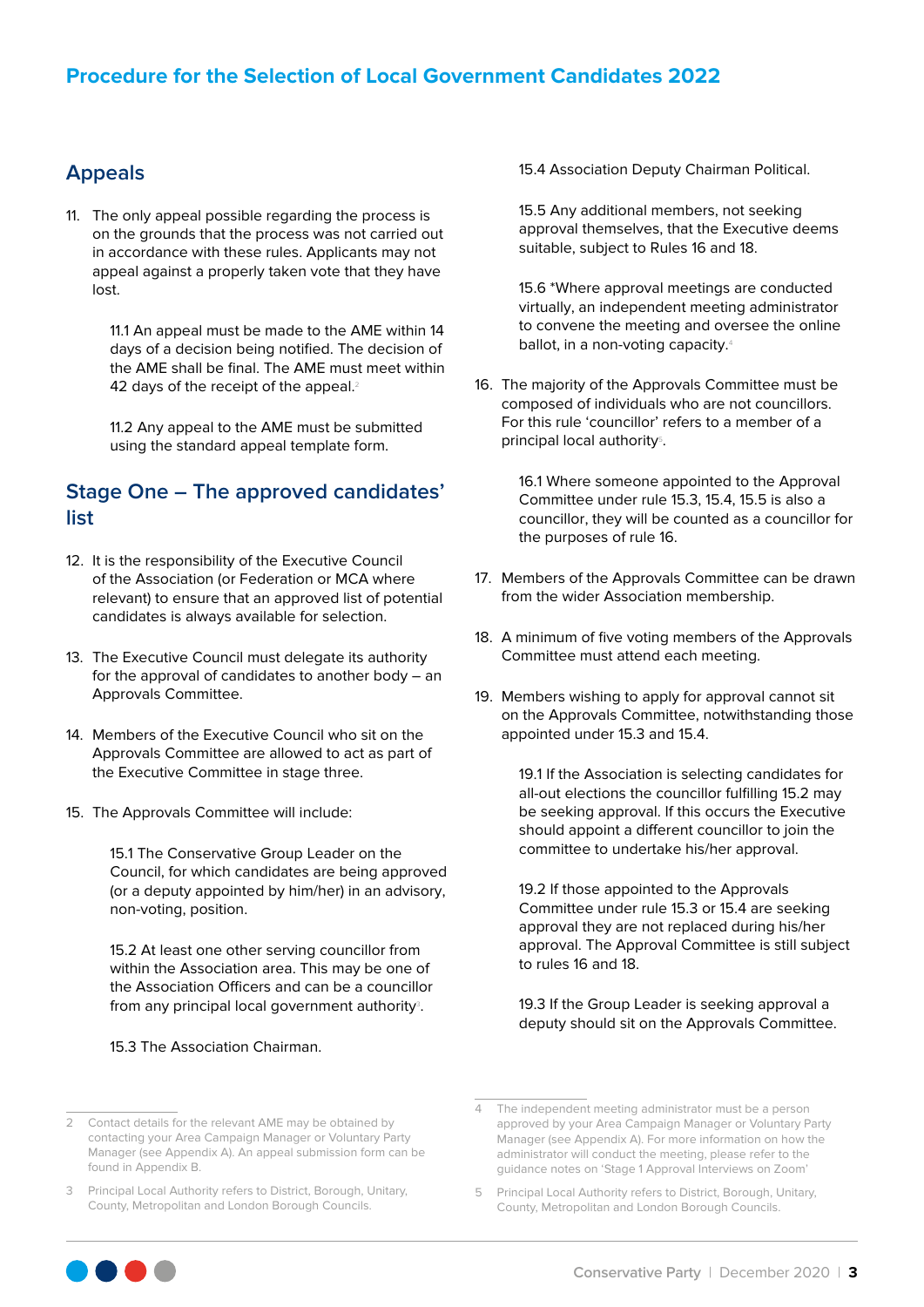## Appeals

11. The only appeal possible regarding the process is on the grounds that the process was not carried out in accordance with these rules. Applicants may not appeal against a properly taken vote that they have lost.

    11.1 An appeal must be made to the AME within 14 days of a decision being notified. The decision of the AME shall be final. The AME must meet within 42 days of the receipt of the appeal.[2]

    11.2 Any appeal to the AME must be submitted using the standard appeal template form.

## Stage One – The approved candidates' list

12. It is the responsibility of the Executive Council of the Association (or Federation or MCA where relevant) to ensure that an approved list of potential candidates is always available for selection.

13. The Executive Council must delegate its authority for the approval of candidates to another body – an Approvals Committee.

14. Members of the Executive Council who sit on the Approvals Committee are allowed to act as part of the Executive Committee in stage three.

15. The Approvals Committee will include:

    15.1 The Conservative Group Leader on the Council, for which candidates are being approved (or a deputy appointed by him/her) in an advisory, non-voting, position.

    15.2 At least one other serving councillor from within the Association area. This may be one of the Association Officers and can be a councillor from any principal local government authority[3].

    15.3 The Association Chairman.

    15.4 Association Deputy Chairman Political.

    15.5 Any additional members, not seeking approval themselves, that the Executive deems suitable, subject to Rules 16 and 18.

    15.6 *Where approval meetings are conducted virtually, an independent meeting administrator to convene the meeting and oversee the online ballot, in a non-voting capacity.[4]

16. The majority of the Approvals Committee must be composed of individuals who are not councillors. For this rule 'councillor' refers to a member of a principal local authority[5].

    16.1 Where someone appointed to the Approval Committee under rule 15.3, 15.4, 15.5 is also a councillor, they will be counted as a councillor for the purposes of rule 16.

17. Members of the Approvals Committee can be drawn from the wider Association membership.

18. A minimum of five voting members of the Approvals Committee must attend each meeting.

19. Members wishing to apply for approval cannot sit on the Approvals Committee, notwithstanding those appointed under 15.3 and 15.4.

    19.1 If the Association is selecting candidates for all-out elections the councillor fulfilling 15.2 may be seeking approval. If this occurs the Executive should appoint a different councillor to join the committee to undertake his/her approval.

    19.2 If those appointed to the Approvals Committee under rule 15.3 or 15.4 are seeking approval they are not replaced during his/her approval. The Approval Committee is still subject to rules 16 and 18.

    19.3 If the Group Leader is seeking approval a deputy should sit on the Approvals Committee.

---

2 Contact details for the relevant AME may be obtained by contacting your Area Campaign Manager or Voluntary Party Manager (see Appendix A). An appeal submission form can be found in Appendix B.

3 Principal Local Authority refers to District, Borough, Unitary, County, Metropolitan and London Borough Councils.

4 The independent meeting administrator must be a person approved by your Area Campaign Manager or Voluntary Party Manager (see Appendix A). For more information on how the administrator will conduct the meeting, please refer to the guidance notes on 'Stage 1 Approval Interviews on Zoom'

5 Principal Local Authority refers to District, Borough, Unitary, County, Metropolitan and London Borough Councils.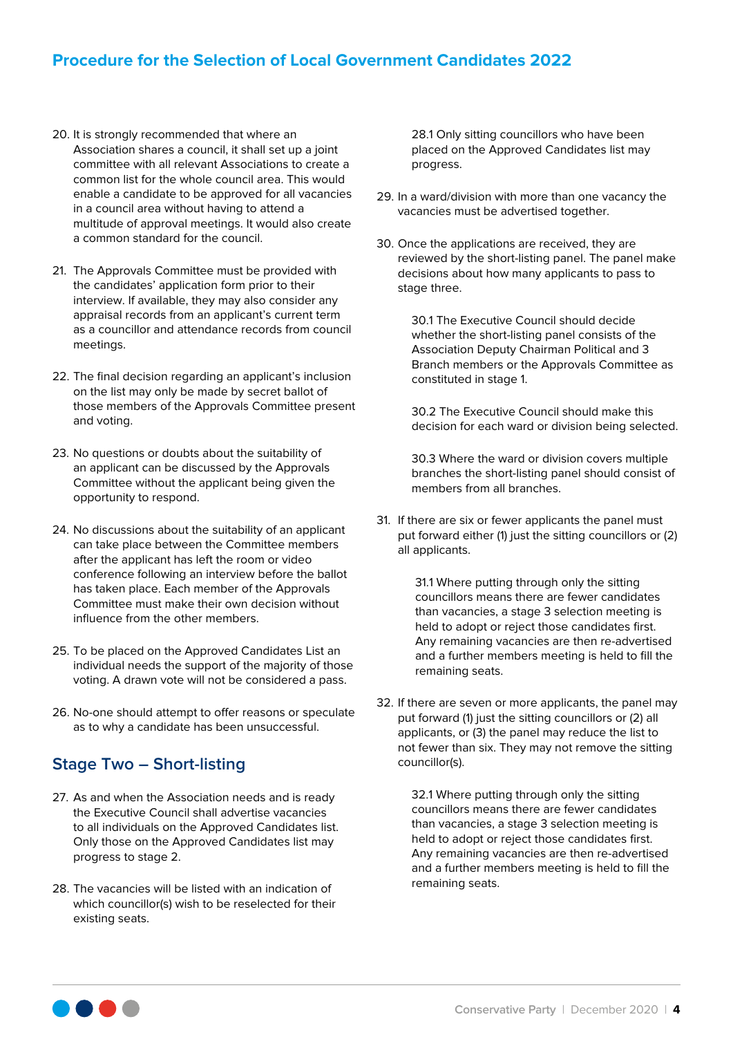20. It is strongly recommended that where an Association shares a council, it shall set up a joint committee with all relevant Associations to create a common list for the whole council area. This would enable a candidate to be approved for all vacancies in a council area without having to attend a multitude of approval meetings. It would also create a common standard for the council.

21. The Approvals Committee must be provided with the candidates' application form prior to their interview. If available, they may also consider any appraisal records from an applicant's current term as a councillor and attendance records from council meetings.

22. The final decision regarding an applicant's inclusion on the list may only be made by secret ballot of those members of the Approvals Committee present and voting.

23. No questions or doubts about the suitability of an applicant can be discussed by the Approvals Committee without the applicant being given the opportunity to respond.

24. No discussions about the suitability of an applicant can take place between the Committee members after the applicant has left the room or video conference following an interview before the ballot has taken place. Each member of the Approvals Committee must make their own decision without influence from the other members.

25. To be placed on the Approved Candidates List an individual needs the support of the majority of those voting. A drawn vote will not be considered a pass.

26. No-one should attempt to offer reasons or speculate as to why a candidate has been unsuccessful.

## Stage Two – Short-listing

27. As and when the Association needs and is ready the Executive Council shall advertise vacancies to all individuals on the Approved Candidates list. Only those on the Approved Candidates list may progress to stage 2.

28. The vacancies will be listed with an indication of which councillor(s) wish to be reselected for their existing seats.

    28.1 Only sitting councillors who have been placed on the Approved Candidates list may progress.

29. In a ward/division with more than one vacancy the vacancies must be advertised together.

30. Once the applications are received, they are reviewed by the short-listing panel. The panel make decisions about how many applicants to pass to stage three.

    30.1 The Executive Council should decide whether the short-listing panel consists of the Association Deputy Chairman Political and 3 Branch members or the Approvals Committee as constituted in stage 1.

    30.2 The Executive Council should make this decision for each ward or division being selected.

    30.3 Where the ward or division covers multiple branches the short-listing panel should consist of members from all branches.

31. If there are six or fewer applicants the panel must put forward either (1) just the sitting councillors or (2) all applicants.

    31.1 Where putting through only the sitting councillors means there are fewer candidates than vacancies, a stage 3 selection meeting is held to adopt or reject those candidates first. Any remaining vacancies are then re-advertised and a further members meeting is held to fill the remaining seats.

32. If there are seven or more applicants, the panel may put forward (1) just the sitting councillors or (2) all applicants, or (3) the panel may reduce the list to not fewer than six. They may not remove the sitting councillor(s).

    32.1 Where putting through only the sitting councillors means there are fewer candidates than vacancies, a stage 3 selection meeting is held to adopt or reject those candidates first. Any remaining vacancies are then re-advertised and a further members meeting is held to fill the remaining seats.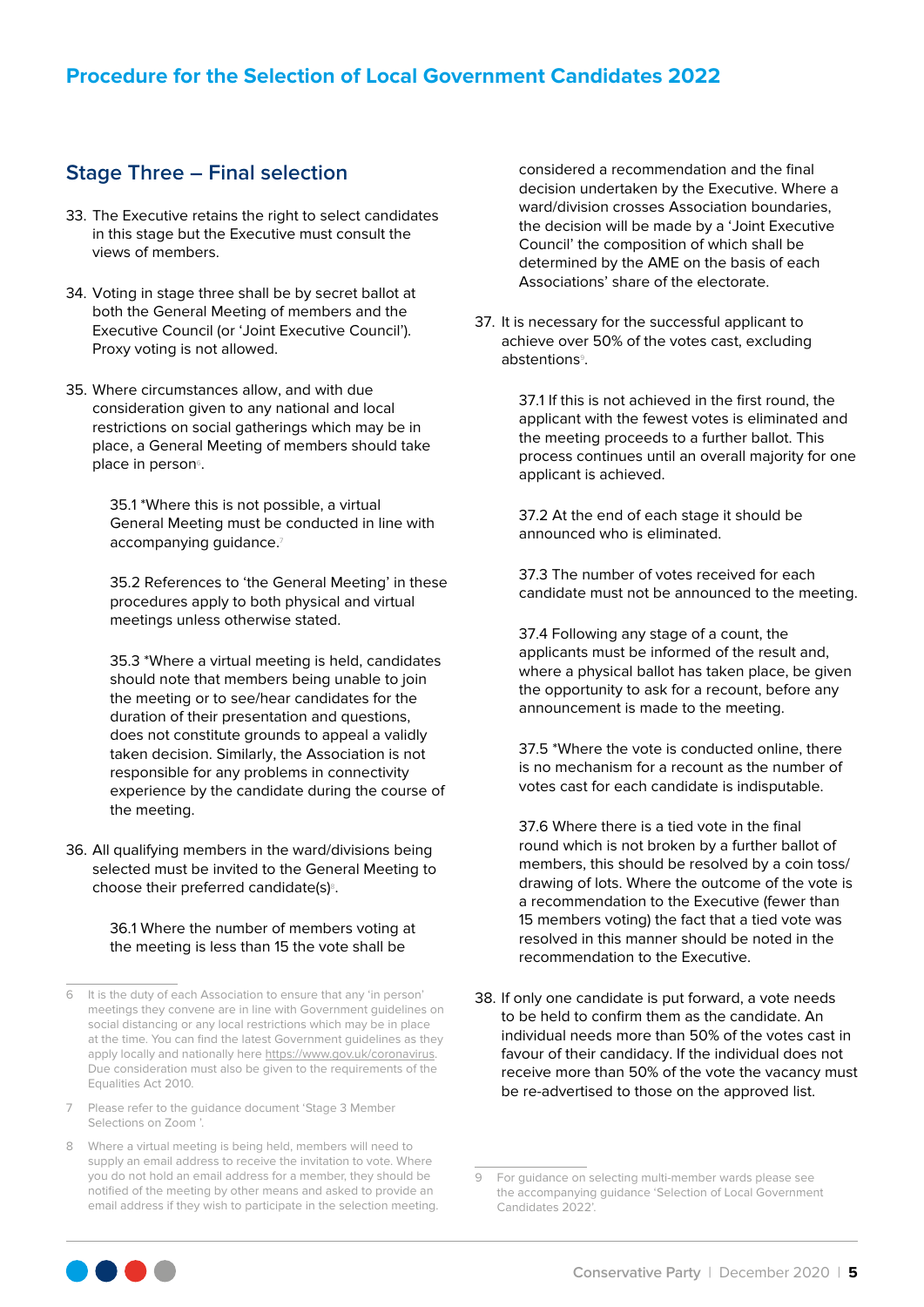## Stage Three – Final selection

33. The Executive retains the right to select candidates in this stage but the Executive must consult the views of members.

34. Voting in stage three shall be by secret ballot at both the General Meeting of members and the Executive Council (or 'Joint Executive Council'). Proxy voting is not allowed.

35. Where circumstances allow, and with due consideration given to any national and local restrictions on social gatherings which may be in place, a General Meeting of members should take place in person[6].

    35.1 *Where this is not possible, a virtual General Meeting must be conducted in line with accompanying guidance.[7]

    35.2 References to 'the General Meeting' in these procedures apply to both physical and virtual meetings unless otherwise stated.

    35.3 *Where a virtual meeting is held, candidates should note that members being unable to join the meeting or to see/hear candidates for the duration of their presentation and questions, does not constitute grounds to appeal a validly taken decision. Similarly, the Association is not responsible for any problems in connectivity experience by the candidate during the course of the meeting.

36. All qualifying members in the ward/divisions being selected must be invited to the General Meeting to choose their preferred candidate(s)[8].

    36.1 Where the number of members voting at the meeting is less than 15 the vote shall be considered a recommendation and the final decision undertaken by the Executive. Where a ward/division crosses Association boundaries, the decision will be made by a 'Joint Executive Council' the composition of which shall be determined by the AME on the basis of each Associations' share of the electorate.

37. It is necessary for the successful applicant to achieve over 50% of the votes cast, excluding abstentions[9].

    37.1 If this is not achieved in the first round, the applicant with the fewest votes is eliminated and the meeting proceeds to a further ballot. This process continues until an overall majority for one applicant is achieved.

    37.2 At the end of each stage it should be announced who is eliminated.

    37.3 The number of votes received for each candidate must not be announced to the meeting.

    37.4 Following any stage of a count, the applicants must be informed of the result and, where a physical ballot has taken place, be given the opportunity to ask for a recount, before any announcement is made to the meeting.

    37.5 *Where the vote is conducted online, there is no mechanism for a recount as the number of votes cast for each candidate is indisputable.

    37.6 Where there is a tied vote in the final round which is not broken by a further ballot of members, this should be resolved by a coin toss/drawing of lots. Where the outcome of the vote is a recommendation to the Executive (fewer than 15 members voting) the fact that a tied vote was resolved in this manner should be noted in the recommendation to the Executive.

38. If only one candidate is put forward, a vote needs to be held to confirm them as the candidate. An individual needs more than 50% of the votes cast in favour of their candidacy. If the individual does not receive more than 50% of the vote the vacancy must be re-advertised to those on the approved list.

---

6 It is the duty of each Association to ensure that any 'in person' meetings they convene are in line with Government guidelines on social distancing or any local restrictions which may be in place at the time. You can find the latest Government guidelines as they apply locally and nationally here https://www.gov.uk/coronavirus. Due consideration must also be given to the requirements of the Equalities Act 2010.

7 Please refer to the guidance document 'Stage 3 Member Selections on Zoom '.

8 Where a virtual meeting is being held, members will need to supply an email address to receive the invitation to vote. Where you do not hold an email address for a member, they should be notified of the meeting by other means and asked to provide an email address if they wish to participate in the selection meeting.

9 For guidance on selecting multi-member wards please see the accompanying guidance 'Selection of Local Government Candidates 2022'.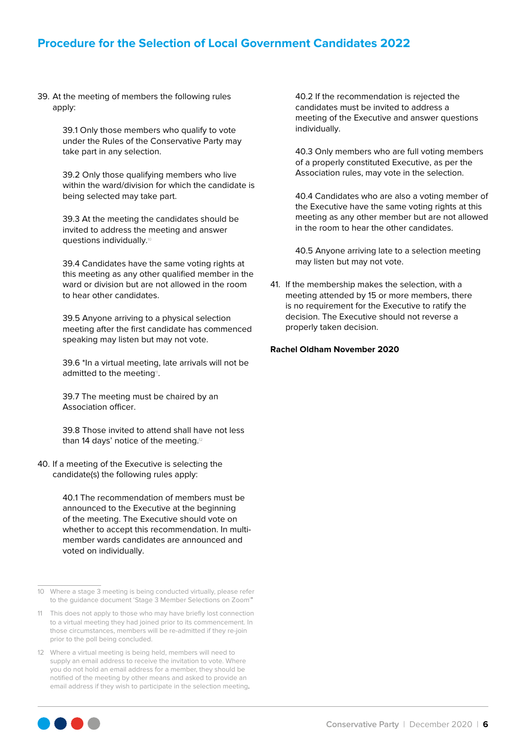39. At the meeting of members the following rules apply:

    39.1 Only those members who qualify to vote under the Rules of the Conservative Party may take part in any selection.

    39.2 Only those qualifying members who live within the ward/division for which the candidate is being selected may take part.

    39.3 At the meeting the candidates should be invited to address the meeting and answer questions individually.[10]

    39.4 Candidates have the same voting rights at this meeting as any other qualified member in the ward or division but are not allowed in the room to hear other candidates.

    39.5 Anyone arriving to a physical selection meeting after the first candidate has commenced speaking may listen but may not vote.

    39.6 *In a virtual meeting, late arrivals will not be admitted to the meeting[11].

    39.7 The meeting must be chaired by an Association officer.

    39.8 Those invited to attend shall have not less than 14 days' notice of the meeting.[12]

40. If a meeting of the Executive is selecting the candidate(s) the following rules apply:

    40.1 The recommendation of members must be announced to the Executive at the beginning of the meeting. The Executive should vote on whether to accept this recommendation. In multi-member wards candidates are announced and voted on individually.

    40.2 If the recommendation is rejected the candidates must be invited to address a meeting of the Executive and answer questions individually.

    40.3 Only members who are full voting members of a properly constituted Executive, as per the Association rules, may vote in the selection.

    40.4 Candidates who are also a voting member of the Executive have the same voting rights at this meeting as any other member but are not allowed in the room to hear the other candidates.

    40.5 Anyone arriving late to a selection meeting may listen but may not vote.

41. If the membership makes the selection, with a meeting attended by 15 or more members, there is no requirement for the Executive to ratify the decision. The Executive should not reverse a properly taken decision.

**Rachel Oldham November 2020**

---

10 Where a stage 3 meeting is being conducted virtually, please refer to the guidance document 'Stage 3 Member Selections on Zoom''

11 This does not apply to those who may have briefly lost connection to a virtual meeting they had joined prior to its commencement. In those circumstances, members will be re-admitted if they re-join prior to the poll being concluded.

12 Where a virtual meeting is being held, members will need to supply an email address to receive the invitation to vote. Where you do not hold an email address for a member, they should be notified of the meeting by other means and asked to provide an email address if they wish to participate in the selection meeting.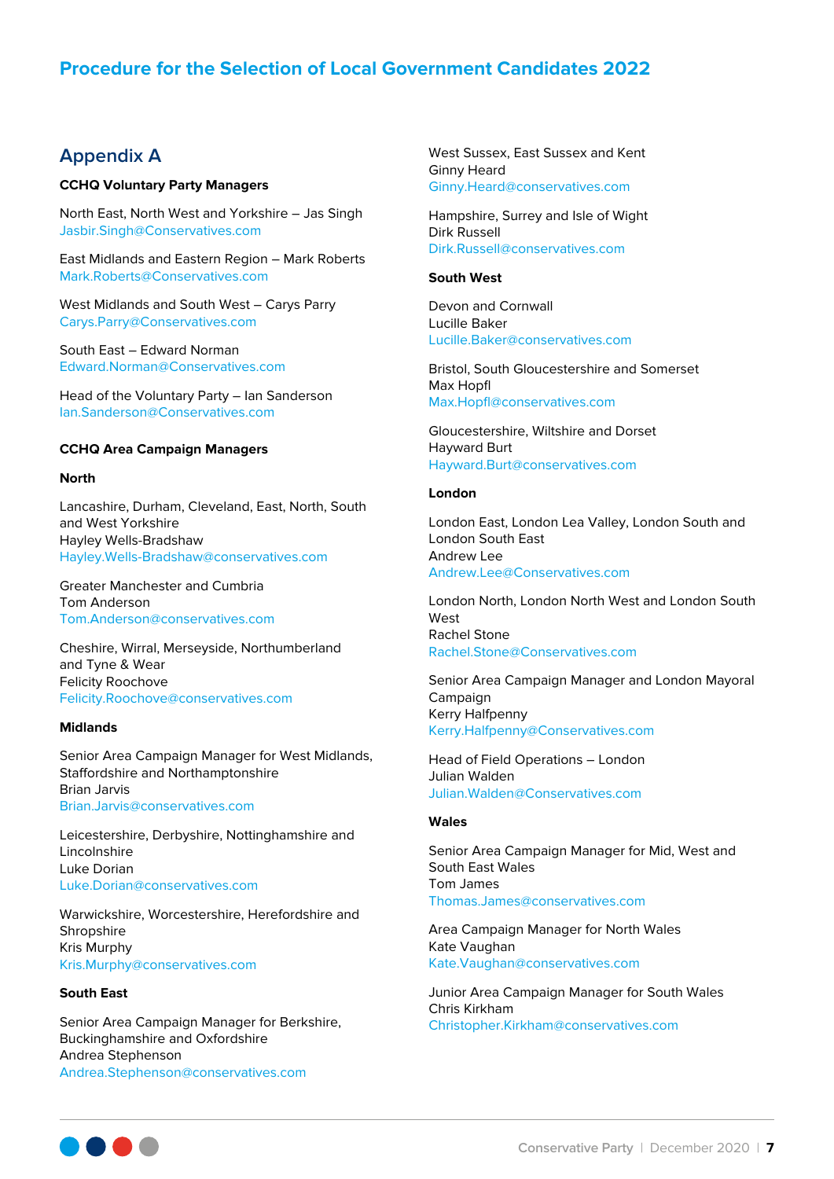## Appendix A

**CCHQ Voluntary Party Managers**

North East, North West and Yorkshire – Jas Singh
Jasbir.Singh@Conservatives.com

East Midlands and Eastern Region – Mark Roberts
Mark.Roberts@Conservatives.com

West Midlands and South West – Carys Parry
Carys.Parry@Conservatives.com

South East – Edward Norman
Edward.Norman@Conservatives.com

Head of the Voluntary Party – Ian Sanderson
Ian.Sanderson@Conservatives.com

**CCHQ Area Campaign Managers**

**North**

Lancashire, Durham, Cleveland, East, North, South and West Yorkshire
Hayley Wells-Bradshaw
Hayley.Wells-Bradshaw@conservatives.com

Greater Manchester and Cumbria
Tom Anderson
Tom.Anderson@conservatives.com

Cheshire, Wirral, Merseyside, Northumberland and Tyne & Wear
Felicity Roochove
Felicity.Roochove@conservatives.com

**Midlands**

Senior Area Campaign Manager for West Midlands, Staffordshire and Northamptonshire
Brian Jarvis
Brian.Jarvis@conservatives.com

Leicestershire, Derbyshire, Nottinghamshire and Lincolnshire
Luke Dorian
Luke.Dorian@conservatives.com

Warwickshire, Worcestershire, Herefordshire and Shropshire
Kris Murphy
Kris.Murphy@conservatives.com

**South East**

Senior Area Campaign Manager for Berkshire, Buckinghamshire and Oxfordshire
Andrea Stephenson
Andrea.Stephenson@conservatives.com

West Sussex, East Sussex and Kent
Ginny Heard
Ginny.Heard@conservatives.com

Hampshire, Surrey and Isle of Wight
Dirk Russell
Dirk.Russell@conservatives.com

**South West**

Devon and Cornwall
Lucille Baker
Lucille.Baker@conservatives.com

Bristol, South Gloucestershire and Somerset
Max Hopfl
Max.Hopfl@conservatives.com

Gloucestershire, Wiltshire and Dorset
Hayward Burt
Hayward.Burt@conservatives.com

**London**

London East, London Lea Valley, London South and London South East
Andrew Lee
Andrew.Lee@Conservatives.com

London North, London North West and London South West
Rachel Stone
Rachel.Stone@Conservatives.com

Senior Area Campaign Manager and London Mayoral Campaign
Kerry Halfpenny
Kerry.Halfpenny@Conservatives.com

Head of Field Operations – London
Julian Walden
Julian.Walden@Conservatives.com

**Wales**

Senior Area Campaign Manager for Mid, West and South East Wales
Tom James
Thomas.James@conservatives.com

Area Campaign Manager for North Wales
Kate Vaughan
Kate.Vaughan@conservatives.com

Junior Area Campaign Manager for South Wales
Chris Kirkham
Christopher.Kirkham@conservatives.com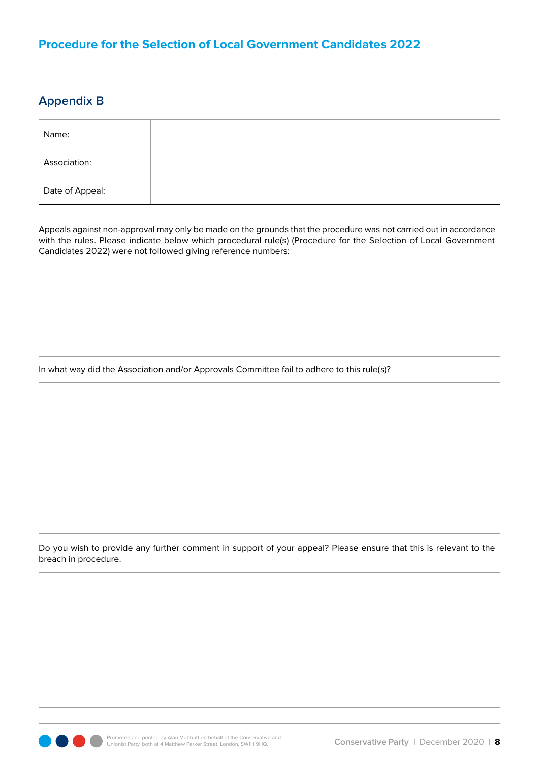## Appendix B

| | |
|---|---|
| Name: | |
| Association: | |
| Date of Appeal: | |

Appeals against non-approval may only be made on the grounds that the procedure was not carried out in accordance with the rules. Please indicate below which procedural rule(s) (Procedure for the Selection of Local Government Candidates 2022) were not followed giving reference numbers:

In what way did the Association and/or Approvals Committee fail to adhere to this rule(s)?

Do you wish to provide any further comment in support of your appeal? Please ensure that this is relevant to the breach in procedure.

Promoted and printed by Alan Mabbutt on behalf of the Conservative and Unionist Party, both at 4 Matthew Parker Street, London, SW1H 9HQ.